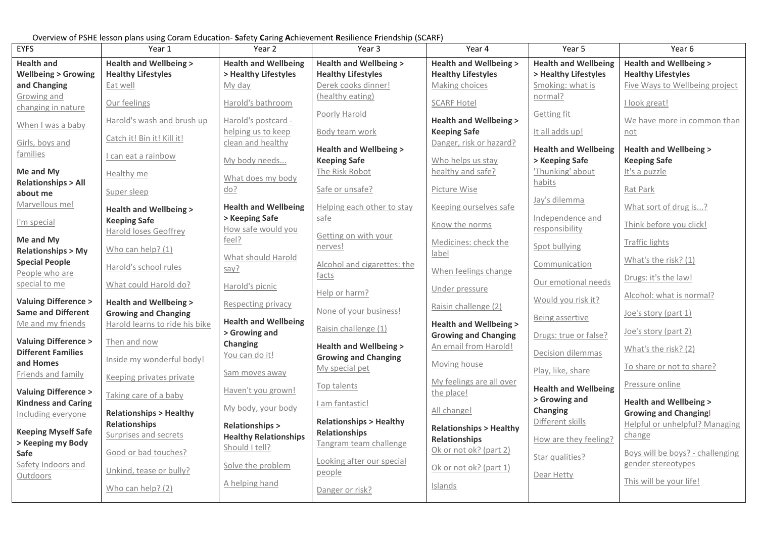Overview of PSHE lesson plans using Coram Education- **S**afety **C**aring **A**chievement **R**esilience **F**riendship (SCARF)

| EYFS | Year 1 | Year 2 | Year 3 | Year 4 | Year 5 | Year 6 |
|---|---|---|---|---|---|---|
| **Health and Wellbeing > Growing and Changing**<br>Growing and changing in nature<br>When I was a baby<br>Girls, boys and families<br>**Me and My Relationships > All about me**<br>Marvellous me!<br>I'm special<br>**Me and My Relationships > My Special People**<br>People who are special to me<br>**Valuing Difference > Same and Different**<br>Me and my friends<br>**Valuing Difference > Different Families and Homes**<br>Friends and family<br>**Valuing Difference > Kindness and Caring**<br>Including everyone<br>**Keeping Myself Safe > Keeping my Body Safe**<br>Safety Indoors and Outdoors | **Health and Wellbeing > Healthy Lifestyles**<br>Eat well<br>Our feelings<br>Harold's wash and brush up<br>Catch it! Bin it! Kill it!<br>I can eat a rainbow<br>Healthy me<br>Super sleep<br>**Health and Wellbeing > Keeping Safe**<br>Harold loses Geoffrey<br>Who can help? (1)<br>Harold's school rules<br>What could Harold do?<br>**Health and Wellbeing > Growing and Changing**<br>Harold learns to ride his bike<br>Then and now<br>Inside my wonderful body!<br>Keeping privates private<br>Taking care of a baby<br>**Relationships > Healthy Relationships**<br>Surprises and secrets<br>Good or bad touches?<br>Unkind, tease or bully?<br>Who can help? (2) | **Health and Wellbeing > Healthy Lifestyles**<br>My day<br>Harold's bathroom<br>Harold's postcard - helping us to keep clean and healthy<br>My body needs...<br>What does my body do?<br>**Health and Wellbeing > Keeping Safe**<br>How safe would you feel?<br>What should Harold say?<br>Harold's picnic<br>Respecting privacy<br>**Health and Wellbeing > Growing and Changing**<br>You can do it!<br>Sam moves away<br>Haven't you grown!<br>My body, your body<br>**Relationships > Healthy Relationships**<br>Should I tell?<br>Solve the problem<br>A helping hand | **Health and Wellbeing > Healthy Lifestyles**<br>Derek cooks dinner! (healthy eating)<br>Poorly Harold<br>Body team work<br>**Health and Wellbeing > Keeping Safe**<br>The Risk Robot<br>Safe or unsafe?<br>Helping each other to stay safe<br>Getting on with your nerves!<br>Alcohol and cigarettes: the facts<br>Help or harm?<br>None of your business!<br>Raisin challenge (1)<br>**Health and Wellbeing > Growing and Changing**<br>My special pet<br>Top talents<br>I am fantastic!<br>**Relationships > Healthy Relationships**<br>Tangram team challenge<br>Looking after our special people<br>Danger or risk? | **Health and Wellbeing > Healthy Lifestyles**<br>Making choices<br>SCARF Hotel<br>**Health and Wellbeing > Keeping Safe**<br>Danger, risk or hazard?<br>Who helps us stay healthy and safe?<br>Picture Wise<br>Keeping ourselves safe<br>Know the norms<br>Medicines: check the label<br>When feelings change<br>Under pressure<br>Raisin challenge (2)<br>**Health and Wellbeing > Growing and Changing**<br>An email from Harold!<br>Moving house<br>My feelings are all over the place!<br>All change!<br>**Relationships > Healthy Relationships**<br>Ok or not ok? (part 2)<br>Ok or not ok? (part 1)<br>Islands | **Health and Wellbeing > Healthy Lifestyles**<br>Smoking: what is normal?<br>Getting fit<br>It all adds up!<br>**Health and Wellbeing > Keeping Safe**<br>'Thunking' about habits<br>Jay's dilemma<br>Independence and responsibility<br>Spot bullying<br>Communication<br>Our emotional needs<br>Would you risk it?<br>Being assertive<br>Drugs: true or false?<br>Decision dilemmas<br>Play, like, share<br>**Health and Wellbeing > Growing and Changing**<br>Different skills<br>How are they feeling?<br>Star qualities?<br>Dear Hetty | **Health and Wellbeing > Healthy Lifestyles**<br>Five Ways to Wellbeing project<br>I look great!<br>We have more in common than not<br>**Health and Wellbeing > Keeping Safe**<br>It's a puzzle<br>Rat Park<br>What sort of drug is...?<br>Think before you click!<br>Traffic lights<br>What's the risk? (1)<br>Drugs: it's the law!<br>Alcohol: what is normal?<br>Joe's story (part 1)<br>Joe's story (part 2)<br>What's the risk? (2)<br>To share or not to share?<br>Pressure online<br>**Health and Wellbeing > Growing and Changing!**<br>Helpful or unhelpful? Managing change<br>Boys will be boys? - challenging gender stereotypes<br>This will be your life! |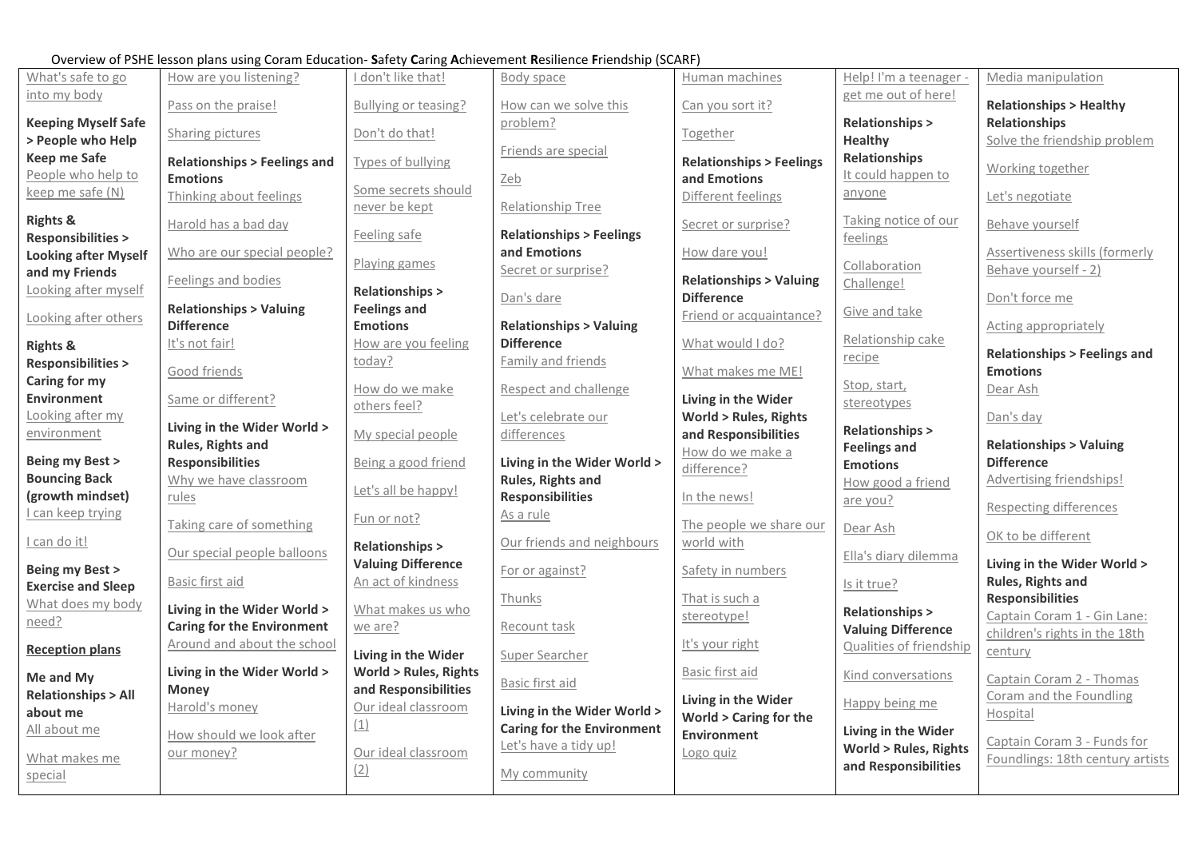Overview of PSHE lesson plans using Coram Education- **S**afety **C**aring **A**chievement **R**esilience **F**riendship (SCARF)

| | | | | | | |
|---|---|---|---|---|---|---|
| What's safe to go into my body<br><br>**Keeping Myself Safe > People who Help Keep me Safe**<br>People who help to keep me safe (N)<br><br>**Rights & Responsibilities > Looking after Myself and my Friends**<br>Looking after myself<br><br>Looking after others<br><br>**Rights & Responsibilities > Caring for my Environment**<br>Looking after my environment<br><br>**Being my Best > Bouncing Back (growth mindset)**<br>I can keep trying<br><br>I can do it!<br><br>**Being my Best > Exercise and Sleep**<br>What does my body need?<br><br>**Reception plans**<br><br>**Me and My Relationships > All about me**<br>All about me<br><br>What makes me special | How are you listening?<br><br>Pass on the praise!<br><br>Sharing pictures<br><br>**Relationships > Feelings and Emotions**<br>Thinking about feelings<br><br>Harold has a bad day<br><br>Who are our special people?<br><br>Feelings and bodies<br><br>**Relationships > Valuing Difference**<br>It's not fair!<br><br>Good friends<br><br>Same or different?<br><br>**Living in the Wider World > Rules, Rights and Responsibilities**<br>Why we have classroom rules<br><br>Taking care of something<br><br>Our special people balloons<br><br>Basic first aid<br><br>**Living in the Wider World > Caring for the Environment**<br>Around and about the school<br><br>**Living in the Wider World > Money**<br>Harold's money<br><br>How should we look after our money? | I don't like that!<br><br>Bullying or teasing?<br><br>Don't do that!<br><br>Types of bullying<br><br>Some secrets should never be kept<br><br>Feeling safe<br><br>Playing games<br><br>**Relationships > Feelings and Emotions**<br>How are you feeling today?<br><br>How do we make others feel?<br><br>My special people<br><br>Being a good friend<br><br>Let's all be happy!<br><br>Fun or not?<br><br>**Relationships > Valuing Difference**<br>An act of kindness<br><br>What makes us who we are?<br><br>**Living in the Wider World > Rules, Rights and Responsibilities**<br>Our ideal classroom (1)<br><br>Our ideal classroom (2) | Body space<br><br>How can we solve this problem?<br><br>Friends are special<br><br>Zeb<br><br>Relationship Tree<br><br>**Relationships > Feelings and Emotions**<br>Secret or surprise?<br><br>Dan's dare<br><br>**Relationships > Valuing Difference**<br>Family and friends<br><br>Respect and challenge<br><br>Let's celebrate our differences<br><br>**Living in the Wider World > Rules, Rights and Responsibilities**<br>As a rule<br><br>Our friends and neighbours<br><br>For or against?<br><br>Thunks<br><br>Recount task<br><br>Super Searcher<br><br>Basic first aid<br><br>**Living in the Wider World > Caring for the Environment**<br>Let's have a tidy up!<br><br>My community | Human machines<br><br>Can you sort it?<br><br>Together<br><br>**Relationships > Feelings and Emotions**<br>Different feelings<br><br>Secret or surprise?<br><br>How dare you!<br><br>**Relationships > Valuing Difference**<br>Friend or acquaintance?<br><br>What would I do?<br><br>What makes me ME!<br><br>**Living in the Wider World > Rules, Rights and Responsibilities**<br>How do we make a difference?<br><br>In the news!<br><br>The people we share our world with<br><br>Safety in numbers<br><br>That is such a stereotype!<br><br>It's your right<br><br>Basic first aid<br><br>**Living in the Wider World > Caring for the Environment**<br>Logo quiz | Help! I'm a teenager - get me out of here!<br><br>**Relationships > Healthy Relationships**<br>It could happen to anyone<br><br>Taking notice of our feelings<br><br>Collaboration Challenge!<br><br>Give and take<br><br>Relationship cake recipe<br><br>Stop, start, stereotypes<br><br>**Relationships > Feelings and Emotions**<br>How good a friend are you?<br><br>Dear Ash<br><br>Ella's diary dilemma<br><br>Is it true?<br><br>**Relationships > Valuing Difference**<br>Qualities of friendship<br><br>Kind conversations<br><br>Happy being me<br><br>**Living in the Wider World > Rules, Rights and Responsibilities** | Media manipulation<br><br>**Relationships > Healthy Relationships**<br>Solve the friendship problem<br><br>Working together<br><br>Let's negotiate<br><br>Behave yourself<br><br>Assertiveness skills (formerly Behave yourself - 2)<br><br>Don't force me<br><br>Acting appropriately<br><br>**Relationships > Feelings and Emotions**<br>Dear Ash<br><br>Dan's day<br><br>**Relationships > Valuing Difference**<br>Advertising friendships!<br><br>Respecting differences<br><br>OK to be different<br><br>**Living in the Wider World > Rules, Rights and Responsibilities**<br>Captain Coram 1 - Gin Lane: children's rights in the 18th century<br><br>Captain Coram 2 - Thomas Coram and the Foundling Hospital<br><br>Captain Coram 3 - Funds for Foundlings: 18th century artists |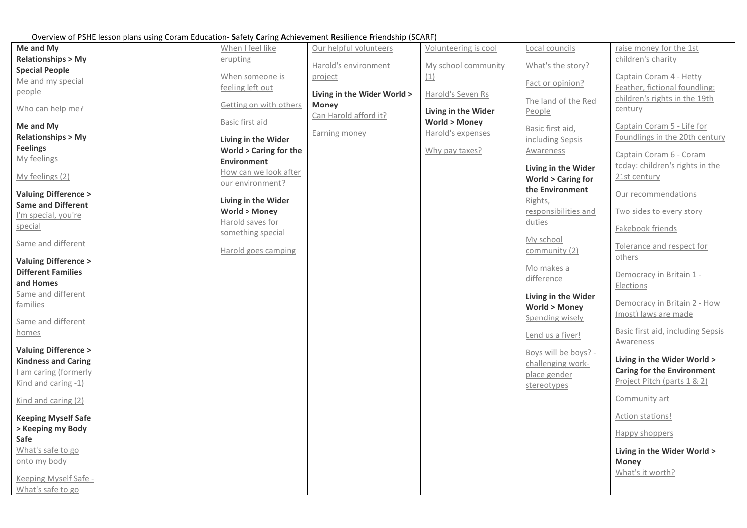Overview of PSHE lesson plans using Coram Education- **S**afety **C**aring **A**chievement **R**esilience **F**riendship (SCARF)

| | | | | | | |
|---|---|---|---|---|---|---|
| **Me and My Relationships > My Special People**<br>Me and my special people<br><br>Who can help me?<br><br>**Me and My Relationships > My Feelings**<br>My feelings<br><br>My feelings (2)<br><br>**Valuing Difference > Same and Different**<br>I'm special, you're special<br><br>Same and different<br><br>**Valuing Difference > Different Families and Homes**<br>Same and different families<br><br>Same and different homes<br><br>**Valuing Difference > Kindness and Caring**<br>I am caring (formerly Kind and caring -1)<br><br>Kind and caring (2)<br><br>**Keeping Myself Safe > Keeping my Body Safe**<br>What's safe to go onto my body<br><br>Keeping Myself Safe - What's safe to go | | When I feel like erupting<br><br>When someone is feeling left out<br><br>Getting on with others<br><br>Basic first aid<br><br>**Living in the Wider World > Caring for the Environment**<br>How can we look after our environment?<br><br>**Living in the Wider World > Money**<br>Harold saves for something special<br><br>Harold goes camping | Our helpful volunteers<br><br>Harold's environment project<br><br>**Living in the Wider World > Money**<br>Can Harold afford it?<br><br>Earning money | Volunteering is cool<br><br>My school community (1)<br><br>Harold's Seven Rs<br><br>**Living in the Wider World > Money**<br>Harold's expenses<br><br>Why pay taxes? | Local councils<br><br>What's the story?<br><br>Fact or opinion?<br><br>The land of the Red People<br><br>Basic first aid, including Sepsis Awareness<br><br>**Living in the Wider World > Caring for the Environment**<br>Rights, responsibilities and duties<br><br>My school community (2)<br><br>Mo makes a difference<br><br>**Living in the Wider World > Money**<br>Spending wisely<br><br>Lend us a fiver!<br><br>Boys will be boys? - challenging work-place gender stereotypes | raise money for the 1st children's charity<br><br>Captain Coram 4 - Hetty Feather, fictional foundling: children's rights in the 19th century<br><br>Captain Coram 5 - Life for Foundlings in the 20th century<br><br>Captain Coram 6 - Coram today: children's rights in the 21st century<br><br>Our recommendations<br><br>Two sides to every story<br><br>Fakebook friends<br><br>Tolerance and respect for others<br><br>Democracy in Britain 1 - Elections<br><br>Democracy in Britain 2 - How (most) laws are made<br><br>Basic first aid, including Sepsis Awareness<br><br>**Living in the Wider World > Caring for the Environment**<br>Project Pitch (parts 1 & 2)<br><br>Community art<br><br>Action stations!<br><br>Happy shoppers<br><br>**Living in the Wider World > Money**<br>What's it worth? |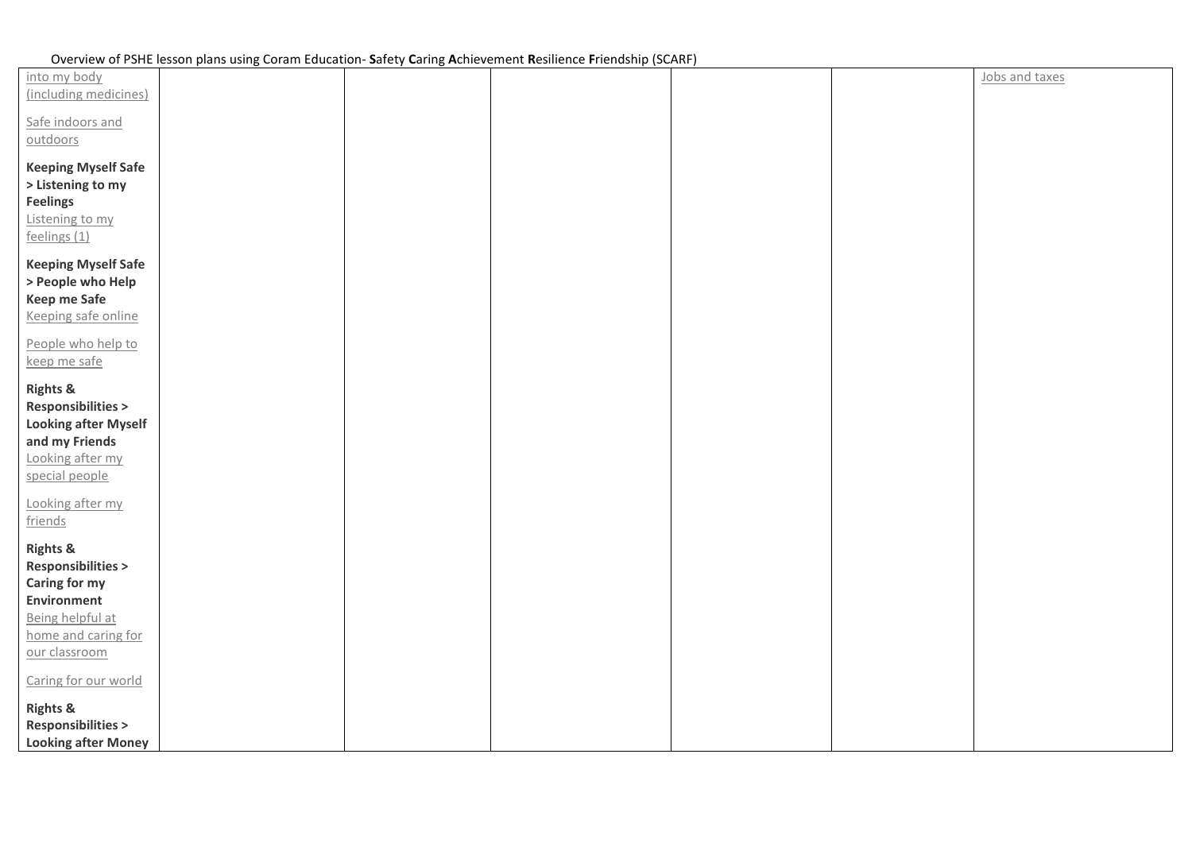Overview of PSHE lesson plans using Coram Education- **S**afety **C**aring **A**chievement **R**esilience **F**riendship (SCARF)

| | | | | | | |
|---|---|---|---|---|---|---|
| into my body (including medicines)<br><br>Safe indoors and outdoors<br><br>**Keeping Myself Safe > Listening to my Feelings**<br>Listening to my feelings (1)<br><br>**Keeping Myself Safe > People who Help Keep me Safe**<br>Keeping safe online<br><br>People who help to keep me safe<br><br>**Rights & Responsibilities > Looking after Myself and my Friends**<br>Looking after my special people<br><br>Looking after my friends<br><br>**Rights & Responsibilities > Caring for my Environment**<br>Being helpful at home and caring for our classroom<br><br>Caring for our world<br><br>**Rights & Responsibilities > Looking after Money** | | | | | | Jobs and taxes |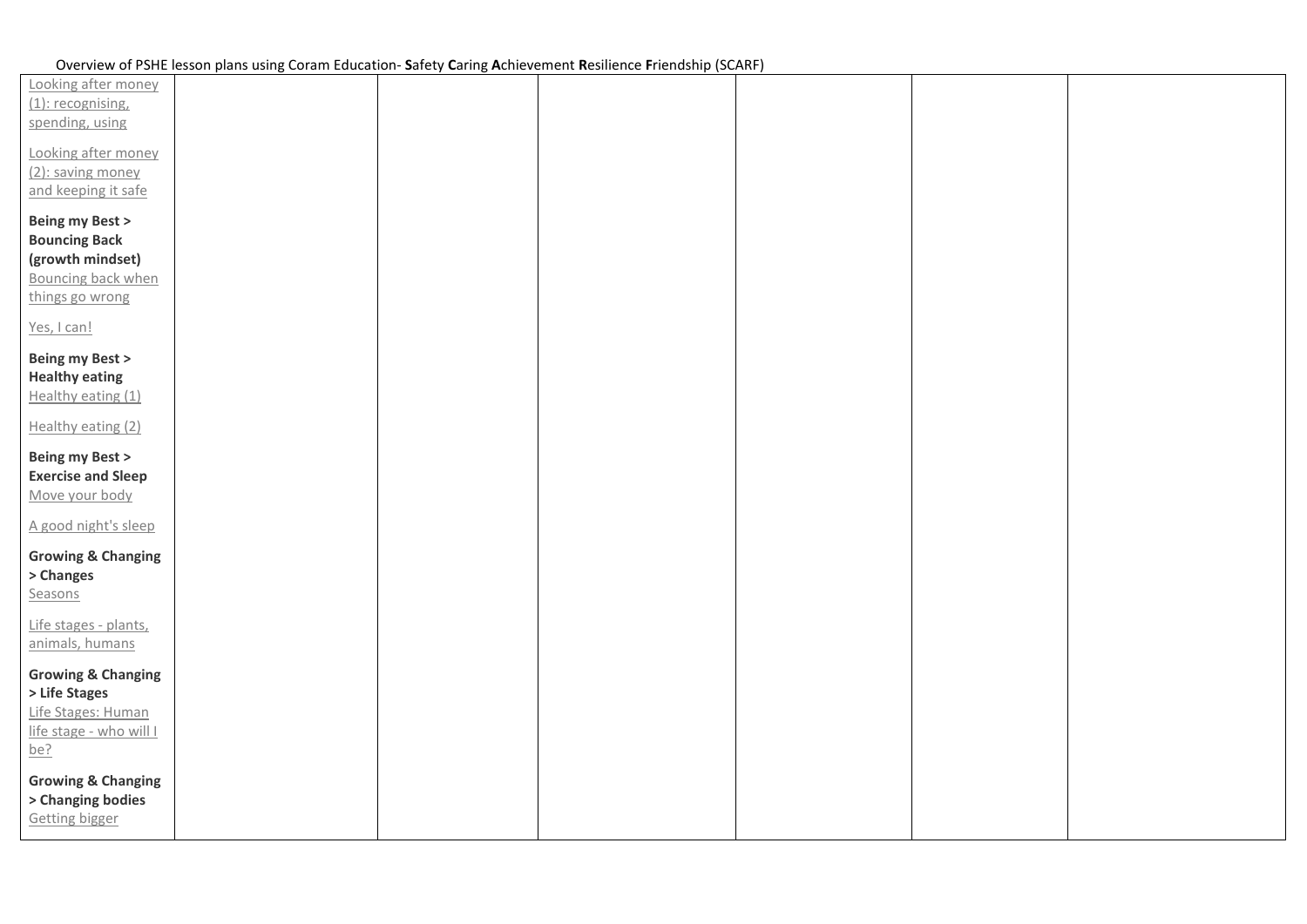Overview of PSHE lesson plans using Coram Education- **S**afety **C**aring **A**chievement **R**esilience **F**riendship (SCARF)

| | | | | | | |
|---|---|---|---|---|---|---|
| Looking after money (1): recognising, spending, using<br><br>Looking after money (2): saving money and keeping it safe<br><br>**Being my Best > Bouncing Back (growth mindset)**<br>Bouncing back when things go wrong<br><br>Yes, I can!<br><br>**Being my Best > Healthy eating**<br>Healthy eating (1)<br><br>Healthy eating (2)<br><br>**Being my Best > Exercise and Sleep**<br>Move your body<br><br>A good night's sleep<br><br>**Growing & Changing > Changes**<br>Seasons<br><br>Life stages - plants, animals, humans<br><br>**Growing & Changing > Life Stages**<br>Life Stages: Human life stage - who will I be?<br><br>**Growing & Changing > Changing bodies**<br>Getting bigger | | | | | | |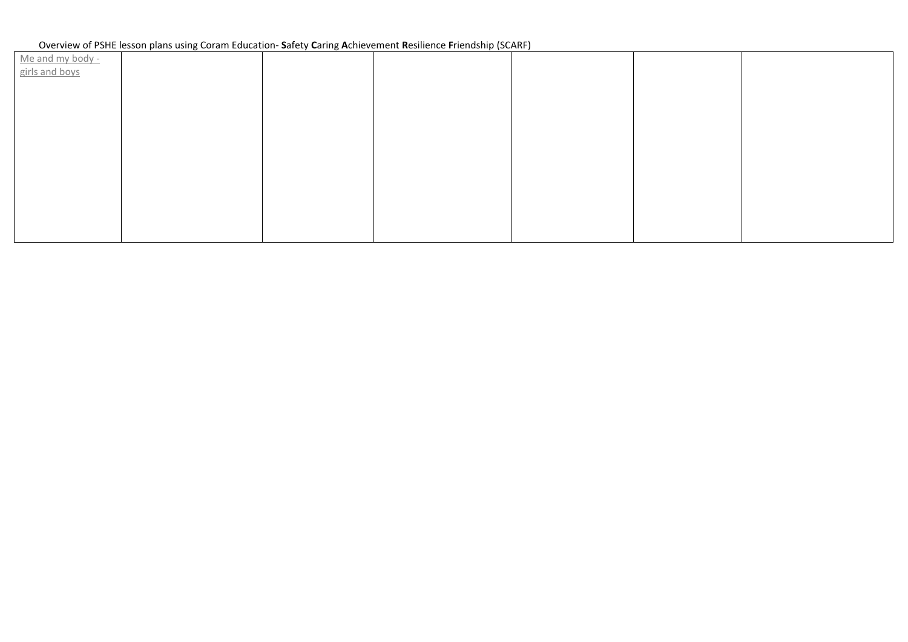Overview of PSHE lesson plans using Coram Education- **S**afety **C**aring **A**chievement **R**esilience **F**riendship (SCARF)

| | | | | | | |
|---|---|---|---|---|---|---|
| Me and my body - girls and boys | | | | | | |